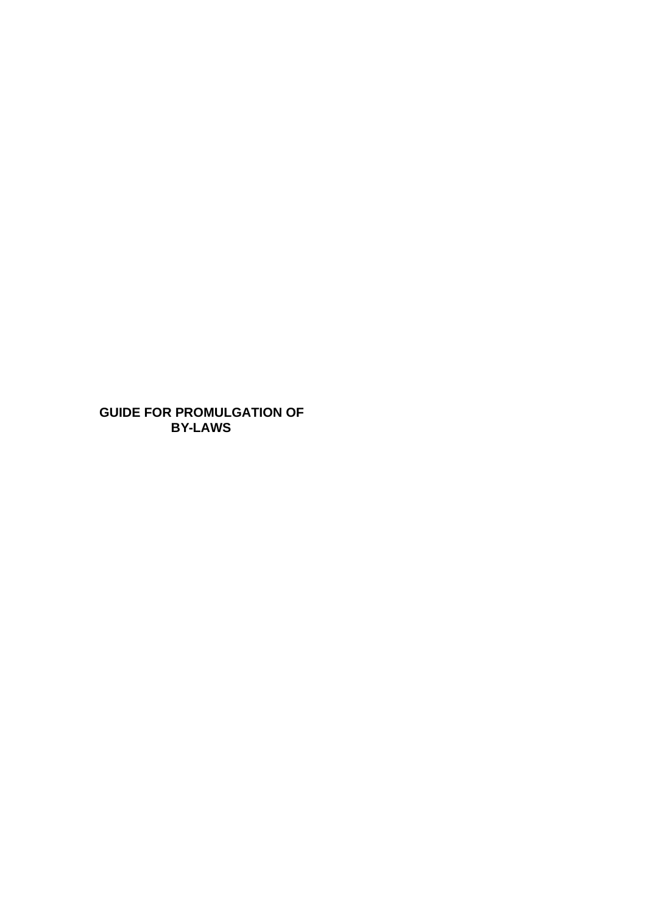# GUIDE FOR PROMULGATION OF BY-LAWS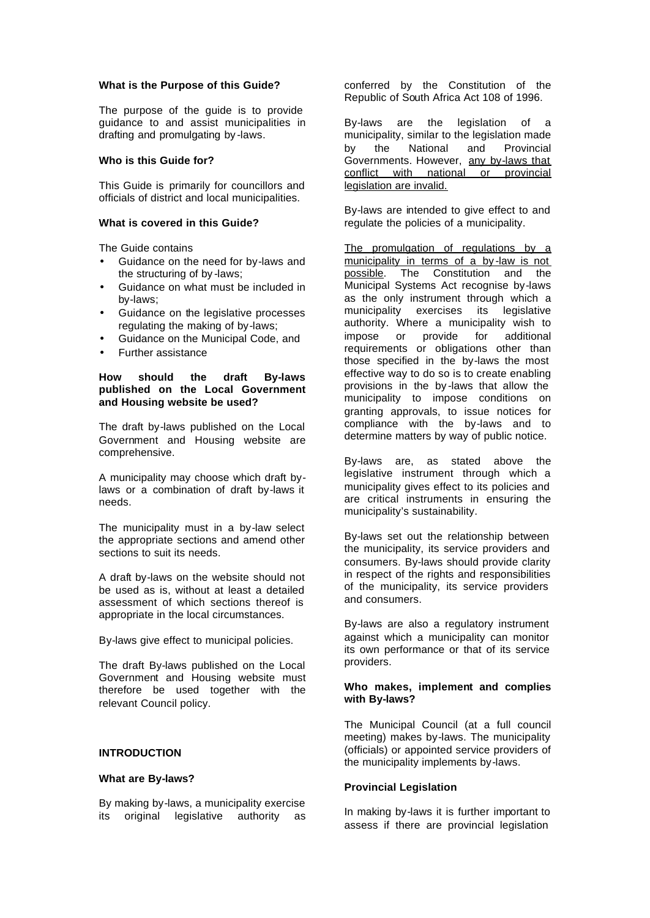**What is the Purpose of this Guide?**

The purpose of the guide is to provide guidance to and assist municipalities in drafting and promulgating by-laws.

**Who is this Guide for?**

This Guide is primarily for councillors and officials of district and local municipalities.

**What is covered in this Guide?**

The Guide contains

- Guidance on the need for by-laws and the structuring of by-laws;
- Guidance on what must be included in by-laws;
- Guidance on the legislative processes regulating the making of by-laws;
- Guidance on the Municipal Code, and
- Further assistance

**How should the draft By-laws published on the Local Government and Housing website be used?**

The draft by-laws published on the Local Government and Housing website are comprehensive.

A municipality may choose which draft by-laws or a combination of draft by-laws it needs.

The municipality must in a by-law select the appropriate sections and amend other sections to suit its needs.

A draft by-laws on the website should not be used as is, without at least a detailed assessment of which sections thereof is appropriate in the local circumstances.

By-laws give effect to municipal policies.

The draft By-laws published on the Local Government and Housing website must therefore be used together with the relevant Council policy.

**INTRODUCTION**

**What are By-laws?**

By making by-laws, a municipality exercise its original legislative authority as conferred by the Constitution of the Republic of South Africa Act 108 of 1996.

By-laws are the legislation of a municipality, similar to the legislation made by the National and Provincial Governments. However, <u>any by-laws that conflict with national or provincial legislation are invalid.</u>

By-laws are intended to give effect to and regulate the policies of a municipality.

<u>The promulgation of regulations by a municipality in terms of a by-law is not possible</u>. The Constitution and the Municipal Systems Act recognise by-laws as the only instrument through which a municipality exercises its legislative authority. Where a municipality wish to impose or provide for additional requirements or obligations other than those specified in the by-laws the most effective way to do so is to create enabling provisions in the by-laws that allow the municipality to impose conditions on granting approvals, to issue notices for compliance with the by-laws and to determine matters by way of public notice.

By-laws are, as stated above the legislative instrument through which a municipality gives effect to its policies and are critical instruments in ensuring the municipality's sustainability.

By-laws set out the relationship between the municipality, its service providers and consumers. By-laws should provide clarity in respect of the rights and responsibilities of the municipality, its service providers and consumers.

By-laws are also a regulatory instrument against which a municipality can monitor its own performance or that of its service providers.

**Who makes, implement and complies with By-laws?**

The Municipal Council (at a full council meeting) makes by-laws. The municipality (officials) or appointed service providers of the municipality implements by-laws.

**Provincial Legislation**

In making by-laws it is further important to assess if there are provincial legislation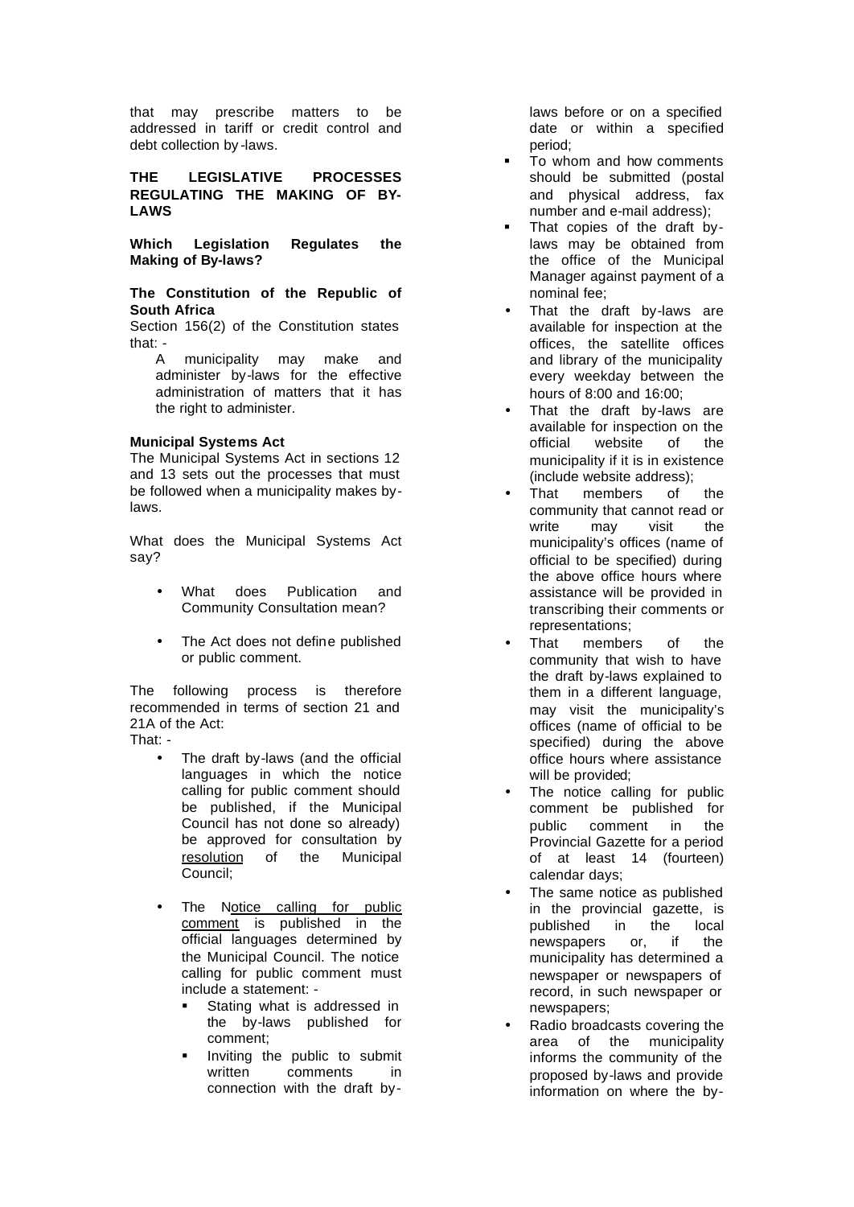that may prescribe matters to be addressed in tariff or credit control and debt collection by-laws.

## THE LEGISLATIVE PROCESSES REGULATING THE MAKING OF BY-LAWS

### Which Legislation Regulates the Making of By-laws?

#### The Constitution of the Republic of South Africa

Section 156(2) of the Constitution states that: -

> A municipality may make and administer by-laws for the effective administration of matters that it has the right to administer.

#### Municipal Systems Act

The Municipal Systems Act in sections 12 and 13 sets out the processes that must be followed when a municipality makes by-laws.

What does the Municipal Systems Act say?

- What does Publication and Community Consultation mean?
- The Act does not define published or public comment.

The following process is therefore recommended in terms of section 21 and 21A of the Act:

That: -

- The draft by-laws (and the official languages in which the notice calling for public comment should be published, if the Municipal Council has not done so already) be approved for consultation by <u>resolution</u> of the Municipal Council;
- The <u>Notice calling for public comment</u> is published in the official languages determined by the Municipal Council. The notice calling for public comment must include a statement: -
  - Stating what is addressed in the by-laws published for comment;
  - Inviting the public to submit written comments in connection with the draft by-laws before or on a specified date or within a specified period;
  - To whom and how comments should be submitted (postal and physical address, fax number and e-mail address);
  - That copies of the draft by-laws may be obtained from the office of the Municipal Manager against payment of a nominal fee;
- That the draft by-laws are available for inspection at the offices, the satellite offices and library of the municipality every weekday between the hours of 8:00 and 16:00;
- That the draft by-laws are available for inspection on the official website of the municipality if it is in existence (include website address);
- That members of the community that cannot read or write may visit the municipality's offices (name of official to be specified) during the above office hours where assistance will be provided in transcribing their comments or representations;
- That members of the community that wish to have the draft by-laws explained to them in a different language, may visit the municipality's offices (name of official to be specified) during the above office hours where assistance will be provided;
- The notice calling for public comment be published for public comment in the Provincial Gazette for a period of at least 14 (fourteen) calendar days;
- The same notice as published in the provincial gazette, is published in the local newspapers or, if the municipality has determined a newspaper or newspapers of record, in such newspaper or newspapers;
- Radio broadcasts covering the area of the municipality informs the community of the proposed by-laws and provide information on where the by-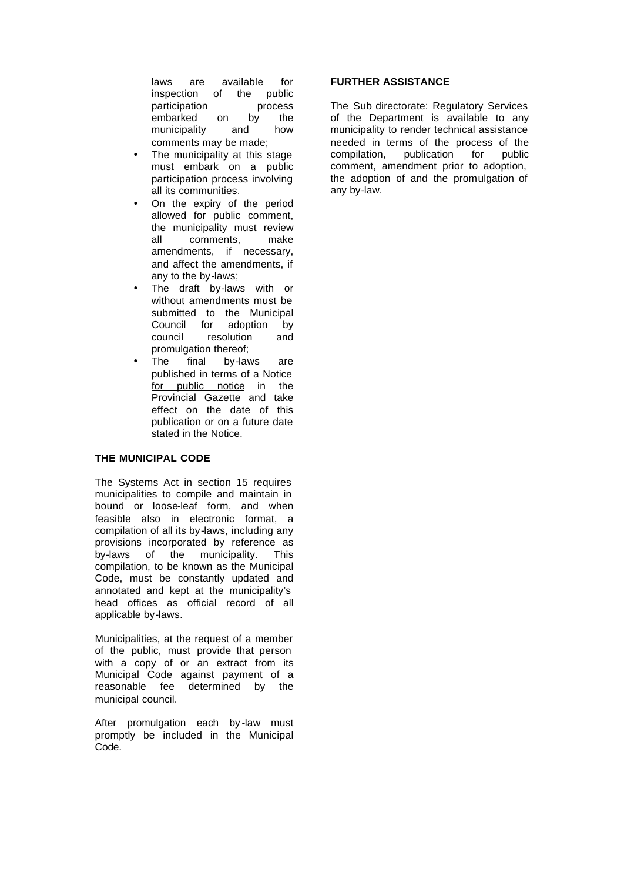laws are available for inspection of the public participation process embarked on by the municipality and how comments may be made;

- The municipality at this stage must embark on a public participation process involving all its communities.
- On the expiry of the period allowed for public comment, the municipality must review all comments, make amendments, if necessary, and affect the amendments, if any to the by-laws;
- The draft by-laws with or without amendments must be submitted to the Municipal Council for adoption by council resolution and promulgation thereof;
- The final by-laws are published in terms of a Notice <u>for public notice</u> in the Provincial Gazette and take effect on the date of this publication or on a future date stated in the Notice.

**THE MUNICIPAL CODE**

The Systems Act in section 15 requires municipalities to compile and maintain in bound or loose-leaf form, and when feasible also in electronic format, a compilation of all its by-laws, including any provisions incorporated by reference as by-laws of the municipality. This compilation, to be known as the Municipal Code, must be constantly updated and annotated and kept at the municipality's head offices as official record of all applicable by-laws.

Municipalities, at the request of a member of the public, must provide that person with a copy of or an extract from its Municipal Code against payment of a reasonable fee determined by the municipal council.

After promulgation each by-law must promptly be included in the Municipal Code.

**FURTHER ASSISTANCE**

The Sub directorate: Regulatory Services of the Department is available to any municipality to render technical assistance needed in terms of the process of the compilation, publication for public comment, amendment prior to adoption, the adoption of and the promulgation of any by-law.